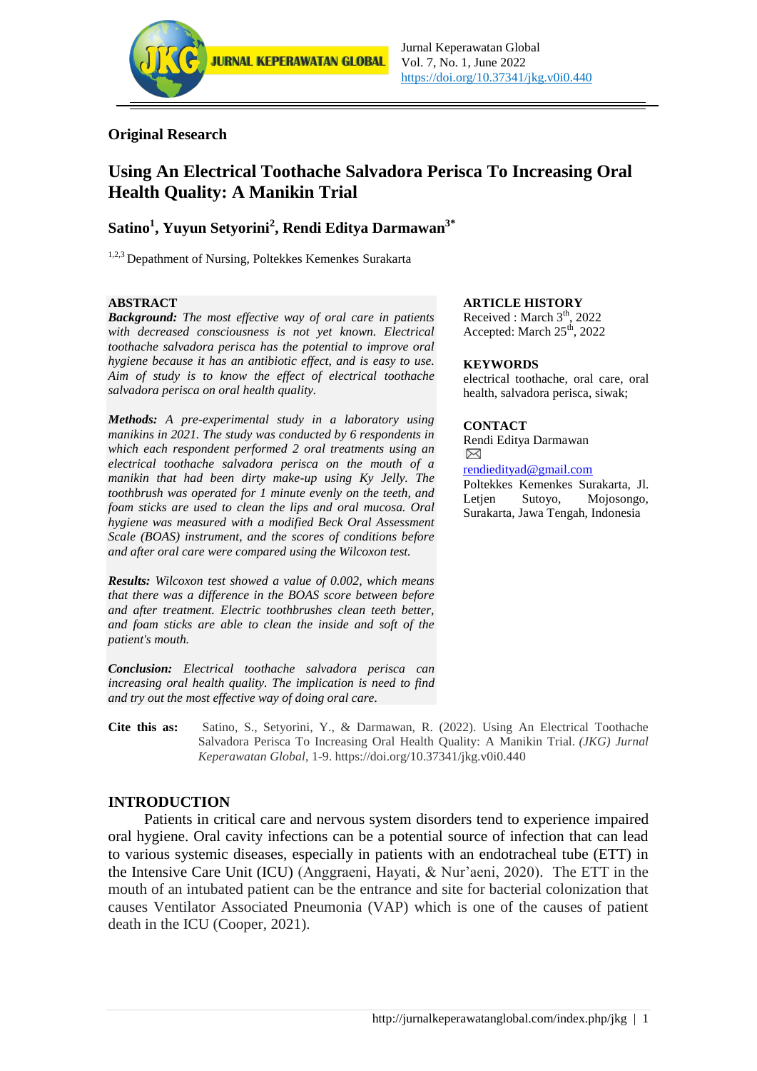**Original Research**

# Using An Electrical Toothache Salvadora Perisca To Increasing Oral Health Quality: A Manikin Trial

**Satino[1], Yuyun Setyorini[2], Rendi Editya Darmawan[3*]**

[1,2,3] Depathment of Nursing, Poltekkes Kemenkes Surakarta

## ABSTRACT

***Background:*** *The most effective way of oral care in patients with decreased consciousness is not yet known. Electrical toothache salvadora perisca has the potential to improve oral hygiene because it has an antibiotic effect, and is easy to use. Aim of study is to know the effect of electrical toothache salvadora perisca on oral health quality.*

***Methods:*** *A pre-experimental study in a laboratory using manikins in 2021. The study was conducted by 6 respondents in which each respondent performed 2 oral treatments using an electrical toothache salvadora perisca on the mouth of a manikin that had been dirty make-up using Ky Jelly. The toothbrush was operated for 1 minute evenly on the teeth, and foam sticks are used to clean the lips and oral mucosa. Oral hygiene was measured with a modified Beck Oral Assessment Scale (BOAS) instrument, and the scores of conditions before and after oral care were compared using the Wilcoxon test.*

***Results:*** *Wilcoxon test showed a value of 0.002, which means that there was a difference in the BOAS score between before and after treatment. Electric toothbrushes clean teeth better, and foam sticks are able to clean the inside and soft of the patient's mouth.*

***Conclusion:*** *Electrical toothache salvadora perisca can increasing oral health quality. The implication is need to find and try out the most effective way of doing oral care.*

**ARTICLE HISTORY**
Received : March 3th, 2022
Accepted: March 25th, 2022

**KEYWORDS**
electrical toothache, oral care, oral health, salvadora perisca, siwak;

**CONTACT**
Rendi Editya Darmawan
rendiedityad@gmail.com
Poltekkes Kemenkes Surakarta, Jl. Letjen Sutoyo, Mojosongo, Surakarta, Jawa Tengah, Indonesia

**Cite this as:** Satino, S., Setyorini, Y., & Darmawan, R. (2022). Using An Electrical Toothache Salvadora Perisca To Increasing Oral Health Quality: A Manikin Trial. *(JKG) Jurnal Keperawatan Global*, 1-9. https://doi.org/10.37341/jkg.v0i0.440

## INTRODUCTION

Patients in critical care and nervous system disorders tend to experience impaired oral hygiene. Oral cavity infections can be a potential source of infection that can lead to various systemic diseases, especially in patients with an endotracheal tube (ETT) in the Intensive Care Unit (ICU) (Anggraeni, Hayati, & Nur'aeni, 2020). The ETT in the mouth of an intubated patient can be the entrance and site for bacterial colonization that causes Ventilator Associated Pneumonia (VAP) which is one of the causes of patient death in the ICU (Cooper, 2021).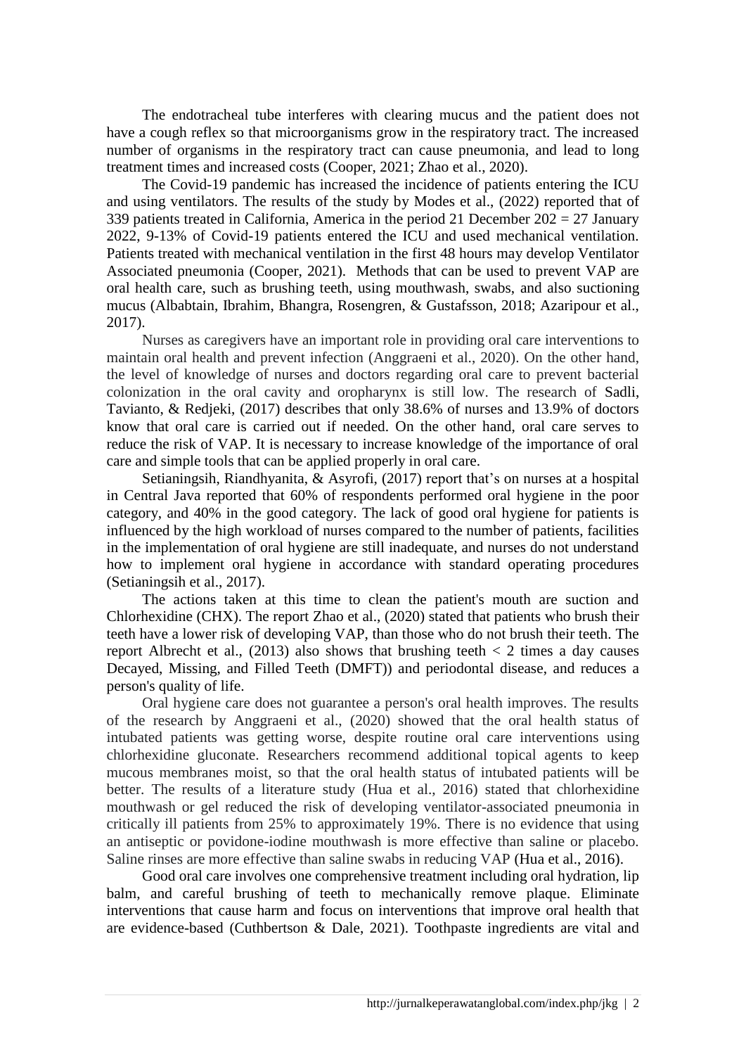The endotracheal tube interferes with clearing mucus and the patient does not have a cough reflex so that microorganisms grow in the respiratory tract. The increased number of organisms in the respiratory tract can cause pneumonia, and lead to long treatment times and increased costs (Cooper, 2021; Zhao et al., 2020).

The Covid-19 pandemic has increased the incidence of patients entering the ICU and using ventilators. The results of the study by Modes et al., (2022) reported that of 339 patients treated in California, America in the period 21 December 202 = 27 January 2022, 9-13% of Covid-19 patients entered the ICU and used mechanical ventilation. Patients treated with mechanical ventilation in the first 48 hours may develop Ventilator Associated pneumonia (Cooper, 2021). Methods that can be used to prevent VAP are oral health care, such as brushing teeth, using mouthwash, swabs, and also suctioning mucus (Albabtain, Ibrahim, Bhangra, Rosengren, & Gustafsson, 2018; Azaripour et al., 2017).

Nurses as caregivers have an important role in providing oral care interventions to maintain oral health and prevent infection (Anggraeni et al., 2020). On the other hand, the level of knowledge of nurses and doctors regarding oral care to prevent bacterial colonization in the oral cavity and oropharynx is still low. The research of Sadli, Tavianto, & Redjeki, (2017) describes that only 38.6% of nurses and 13.9% of doctors know that oral care is carried out if needed. On the other hand, oral care serves to reduce the risk of VAP. It is necessary to increase knowledge of the importance of oral care and simple tools that can be applied properly in oral care.

Setianingsih, Riandhyanita, & Asyrofi, (2017) report that's on nurses at a hospital in Central Java reported that 60% of respondents performed oral hygiene in the poor category, and 40% in the good category. The lack of good oral hygiene for patients is influenced by the high workload of nurses compared to the number of patients, facilities in the implementation of oral hygiene are still inadequate, and nurses do not understand how to implement oral hygiene in accordance with standard operating procedures (Setianingsih et al., 2017).

The actions taken at this time to clean the patient's mouth are suction and Chlorhexidine (CHX). The report Zhao et al., (2020) stated that patients who brush their teeth have a lower risk of developing VAP, than those who do not brush their teeth. The report Albrecht et al., (2013) also shows that brushing teeth < 2 times a day causes Decayed, Missing, and Filled Teeth (DMFT)) and periodontal disease, and reduces a person's quality of life.

Oral hygiene care does not guarantee a person's oral health improves. The results of the research by Anggraeni et al., (2020) showed that the oral health status of intubated patients was getting worse, despite routine oral care interventions using chlorhexidine gluconate. Researchers recommend additional topical agents to keep mucous membranes moist, so that the oral health status of intubated patients will be better. The results of a literature study (Hua et al., 2016) stated that chlorhexidine mouthwash or gel reduced the risk of developing ventilator-associated pneumonia in critically ill patients from 25% to approximately 19%. There is no evidence that using an antiseptic or povidone-iodine mouthwash is more effective than saline or placebo. Saline rinses are more effective than saline swabs in reducing VAP (Hua et al., 2016).

Good oral care involves one comprehensive treatment including oral hydration, lip balm, and careful brushing of teeth to mechanically remove plaque. Eliminate interventions that cause harm and focus on interventions that improve oral health that are evidence-based (Cuthbertson & Dale, 2021). Toothpaste ingredients are vital and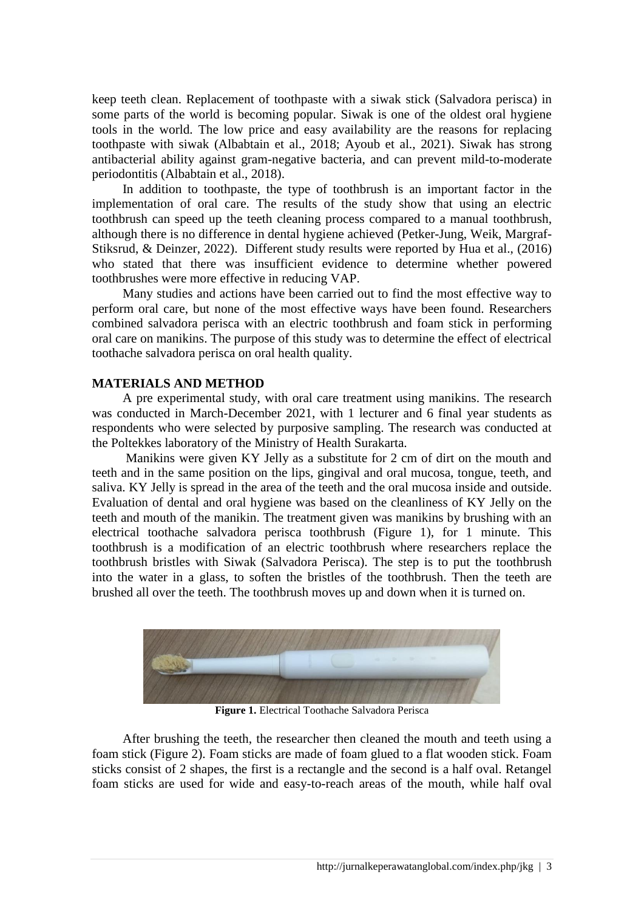keep teeth clean. Replacement of toothpaste with a siwak stick (Salvadora perisca) in some parts of the world is becoming popular. Siwak is one of the oldest oral hygiene tools in the world. The low price and easy availability are the reasons for replacing toothpaste with siwak (Albabtain et al., 2018; Ayoub et al., 2021). Siwak has strong antibacterial ability against gram-negative bacteria, and can prevent mild-to-moderate periodontitis (Albabtain et al., 2018).

In addition to toothpaste, the type of toothbrush is an important factor in the implementation of oral care. The results of the study show that using an electric toothbrush can speed up the teeth cleaning process compared to a manual toothbrush, although there is no difference in dental hygiene achieved (Petker-Jung, Weik, Margraf-Stiksrud, & Deinzer, 2022). Different study results were reported by Hua et al., (2016) who stated that there was insufficient evidence to determine whether powered toothbrushes were more effective in reducing VAP.

Many studies and actions have been carried out to find the most effective way to perform oral care, but none of the most effective ways have been found. Researchers combined salvadora perisca with an electric toothbrush and foam stick in performing oral care on manikins. The purpose of this study was to determine the effect of electrical toothache salvadora perisca on oral health quality.

## MATERIALS AND METHOD

A pre experimental study, with oral care treatment using manikins. The research was conducted in March-December 2021, with 1 lecturer and 6 final year students as respondents who were selected by purposive sampling. The research was conducted at the Poltekkes laboratory of the Ministry of Health Surakarta.

Manikins were given KY Jelly as a substitute for 2 cm of dirt on the mouth and teeth and in the same position on the lips, gingival and oral mucosa, tongue, teeth, and saliva. KY Jelly is spread in the area of the teeth and the oral mucosa inside and outside. Evaluation of dental and oral hygiene was based on the cleanliness of KY Jelly on the teeth and mouth of the manikin. The treatment given was manikins by brushing with an electrical toothache salvadora perisca toothbrush (Figure 1), for 1 minute. This toothbrush is a modification of an electric toothbrush where researchers replace the toothbrush bristles with Siwak (Salvadora Perisca). The step is to put the toothbrush into the water in a glass, to soften the bristles of the toothbrush. Then the teeth are brushed all over the teeth. The toothbrush moves up and down when it is turned on.

**Figure 1.** Electrical Toothache Salvadora Perisca

After brushing the teeth, the researcher then cleaned the mouth and teeth using a foam stick (Figure 2). Foam sticks are made of foam glued to a flat wooden stick. Foam sticks consist of 2 shapes, the first is a rectangle and the second is a half oval. Retangel foam sticks are used for wide and easy-to-reach areas of the mouth, while half oval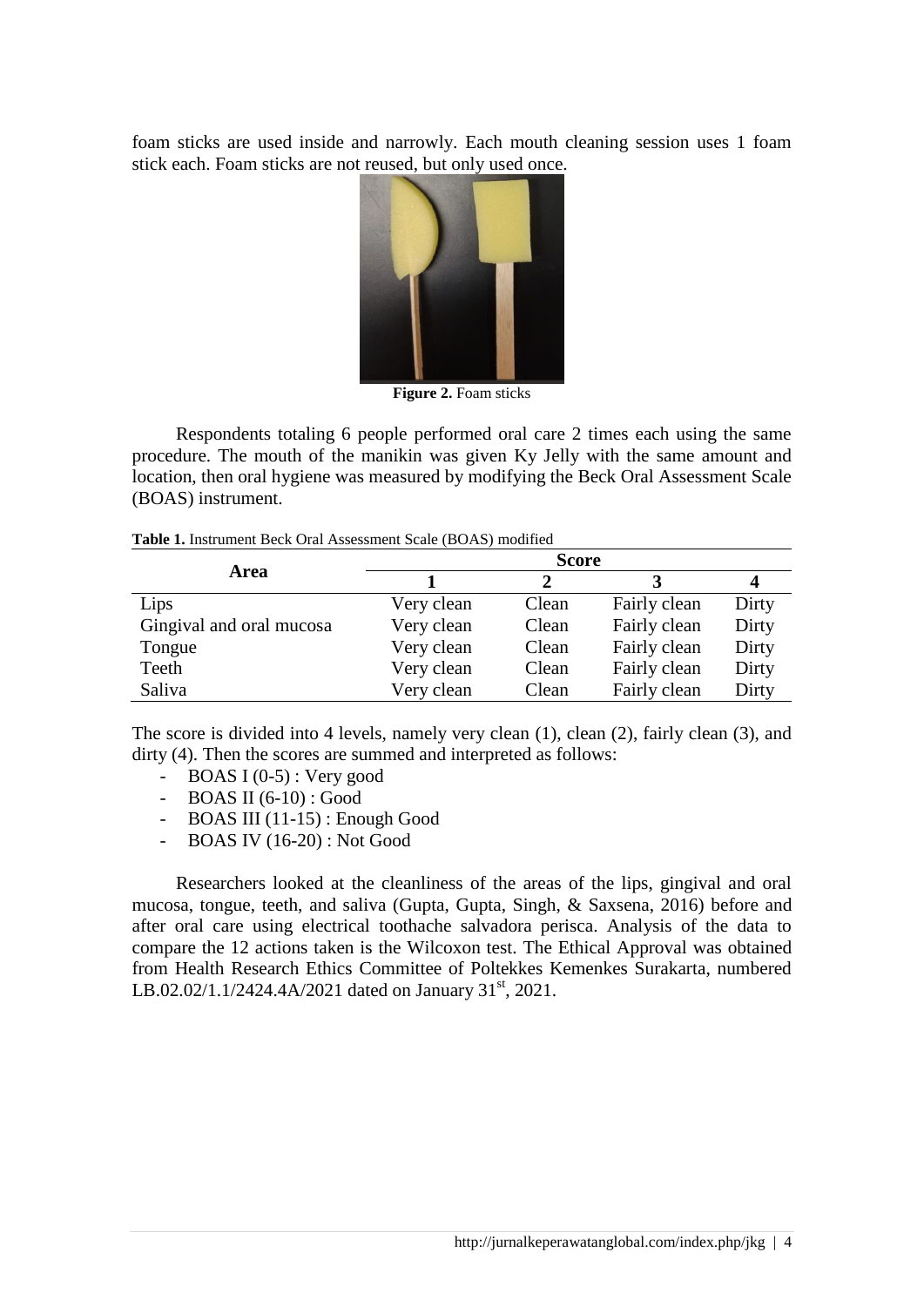foam sticks are used inside and narrowly. Each mouth cleaning session uses 1 foam stick each. Foam sticks are not reused, but only used once.

**Figure 2.** Foam sticks

Respondents totaling 6 people performed oral care 2 times each using the same procedure. The mouth of the manikin was given Ky Jelly with the same amount and location, then oral hygiene was measured by modifying the Beck Oral Assessment Scale (BOAS) instrument.

**Table 1.** Instrument Beck Oral Assessment Scale (BOAS) modified

| Area | Score | | | |
|---|---|---|---|---|
| | **1** | **2** | **3** | **4** |
| Lips | Very clean | Clean | Fairly clean | Dirty |
| Gingival and oral mucosa | Very clean | Clean | Fairly clean | Dirty |
| Tongue | Very clean | Clean | Fairly clean | Dirty |
| Teeth | Very clean | Clean | Fairly clean | Dirty |
| Saliva | Very clean | Clean | Fairly clean | Dirty |

The score is divided into 4 levels, namely very clean (1), clean (2), fairly clean (3), and dirty (4). Then the scores are summed and interpreted as follows:

- BOAS I (0-5) : Very good
- BOAS II (6-10) : Good
- BOAS III (11-15) : Enough Good
- BOAS IV (16-20) : Not Good

Researchers looked at the cleanliness of the areas of the lips, gingival and oral mucosa, tongue, teeth, and saliva (Gupta, Gupta, Singh, & Saxsena, 2016) before and after oral care using electrical toothache salvadora perisca. Analysis of the data to compare the 12 actions taken is the Wilcoxon test. The Ethical Approval was obtained from Health Research Ethics Committee of Poltekkes Kemenkes Surakarta, numbered LB.02.02/1.1/2424.4A/2021 dated on January 31st, 2021.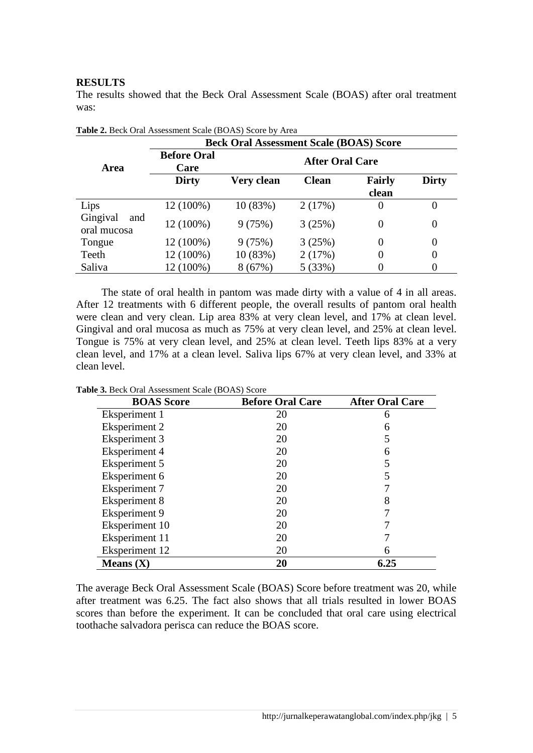## RESULTS

The results showed that the Beck Oral Assessment Scale (BOAS) after oral treatment was:

**Table 2.** Beck Oral Assessment Scale (BOAS) Score by Area

| Area | Beck Oral Assessment Scale (BOAS) Score | | | | |
|---|---|---|---|---|---|
| | **Before Oral Care** | **After Oral Care** | | | |
| | **Dirty** | **Very clean** | **Clean** | **Fairly clean** | **Dirty** |
| Lips | 12 (100%) | 10 (83%) | 2 (17%) | 0 | 0 |
| Gingival and oral mucosa | 12 (100%) | 9 (75%) | 3 (25%) | 0 | 0 |
| Tongue | 12 (100%) | 9 (75%) | 3 (25%) | 0 | 0 |
| Teeth | 12 (100%) | 10 (83%) | 2 (17%) | 0 | 0 |
| Saliva | 12 (100%) | 8 (67%) | 5 (33%) | 0 | 0 |

The state of oral health in pantom was made dirty with a value of 4 in all areas. After 12 treatments with 6 different people, the overall results of pantom oral health were clean and very clean. Lip area 83% at very clean level, and 17% at clean level. Gingival and oral mucosa as much as 75% at very clean level, and 25% at clean level. Tongue is 75% at very clean level, and 25% at clean level. Teeth lips 83% at a very clean level, and 17% at a clean level. Saliva lips 67% at very clean level, and 33% at clean level.

**Table 3.** Beck Oral Assessment Scale (BOAS) Score

| BOAS Score | Before Oral Care | After Oral Care |
|---|---|---|
| Eksperiment 1 | 20 | 6 |
| Eksperiment 2 | 20 | 6 |
| Eksperiment 3 | 20 | 5 |
| Eksperiment 4 | 20 | 6 |
| Eksperiment 5 | 20 | 5 |
| Eksperiment 6 | 20 | 5 |
| Eksperiment 7 | 20 | 7 |
| Eksperiment 8 | 20 | 8 |
| Eksperiment 9 | 20 | 7 |
| Eksperiment 10 | 20 | 7 |
| Eksperiment 11 | 20 | 7 |
| Eksperiment 12 | 20 | 6 |
| **Means (X)** | **20** | **6.25** |

The average Beck Oral Assessment Scale (BOAS) Score before treatment was 20, while after treatment was 6.25. The fact also shows that all trials resulted in lower BOAS scores than before the experiment. It can be concluded that oral care using electrical toothache salvadora perisca can reduce the BOAS score.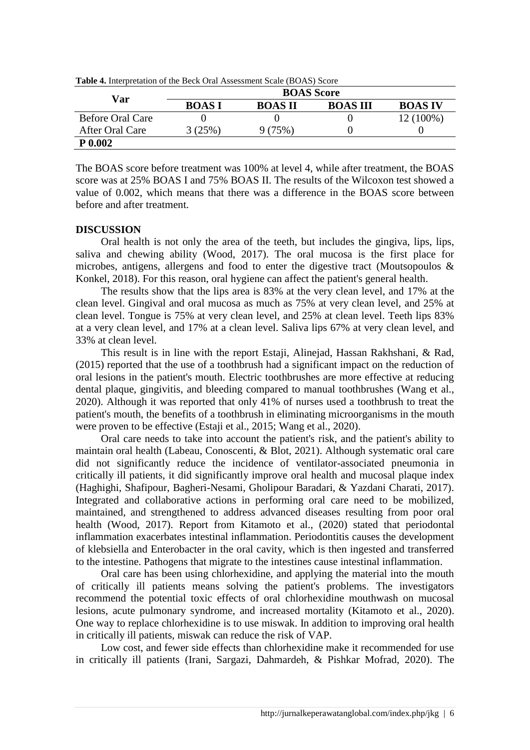**Table 4.** Interpretation of the Beck Oral Assessment Scale (BOAS) Score

| Var | BOAS Score | | | |
|---|---|---|---|---|
| | BOAS I | BOAS II | BOAS III | BOAS IV |
| Before Oral Care | 0 | 0 | 0 | 12 (100%) |
| After Oral Care | 3 (25%) | 9 (75%) | 0 | 0 |
| **P 0.002** | | | | |

The BOAS score before treatment was 100% at level 4, while after treatment, the BOAS score was at 25% BOAS I and 75% BOAS II. The results of the Wilcoxon test showed a value of 0.002, which means that there was a difference in the BOAS score between before and after treatment.

## DISCUSSION

Oral health is not only the area of the teeth, but includes the gingiva, lips, lips, saliva and chewing ability (Wood, 2017). The oral mucosa is the first place for microbes, antigens, allergens and food to enter the digestive tract (Moutsopoulos & Konkel, 2018). For this reason, oral hygiene can affect the patient's general health.

The results show that the lips area is 83% at the very clean level, and 17% at the clean level. Gingival and oral mucosa as much as 75% at very clean level, and 25% at clean level. Tongue is 75% at very clean level, and 25% at clean level. Teeth lips 83% at a very clean level, and 17% at a clean level. Saliva lips 67% at very clean level, and 33% at clean level.

This result is in line with the report Estaji, Alinejad, Hassan Rakhshani, & Rad, (2015) reported that the use of a toothbrush had a significant impact on the reduction of oral lesions in the patient's mouth. Electric toothbrushes are more effective at reducing dental plaque, gingivitis, and bleeding compared to manual toothbrushes (Wang et al., 2020). Although it was reported that only 41% of nurses used a toothbrush to treat the patient's mouth, the benefits of a toothbrush in eliminating microorganisms in the mouth were proven to be effective (Estaji et al., 2015; Wang et al., 2020).

Oral care needs to take into account the patient's risk, and the patient's ability to maintain oral health (Labeau, Conoscenti, & Blot, 2021). Although systematic oral care did not significantly reduce the incidence of ventilator-associated pneumonia in critically ill patients, it did significantly improve oral health and mucosal plaque index (Haghighi, Shafipour, Bagheri-Nesami, Gholipour Baradari, & Yazdani Charati, 2017). Integrated and collaborative actions in performing oral care need to be mobilized, maintained, and strengthened to address advanced diseases resulting from poor oral health (Wood, 2017). Report from Kitamoto et al., (2020) stated that periodontal inflammation exacerbates intestinal inflammation. Periodontitis causes the development of klebsiella and Enterobacter in the oral cavity, which is then ingested and transferred to the intestine. Pathogens that migrate to the intestines cause intestinal inflammation.

Oral care has been using chlorhexidine, and applying the material into the mouth of critically ill patients means solving the patient's problems. The investigators recommend the potential toxic effects of oral chlorhexidine mouthwash on mucosal lesions, acute pulmonary syndrome, and increased mortality (Kitamoto et al., 2020). One way to replace chlorhexidine is to use miswak. In addition to improving oral health in critically ill patients, miswak can reduce the risk of VAP.

Low cost, and fewer side effects than chlorhexidine make it recommended for use in critically ill patients (Irani, Sargazi, Dahmardeh, & Pishkar Mofrad, 2020). The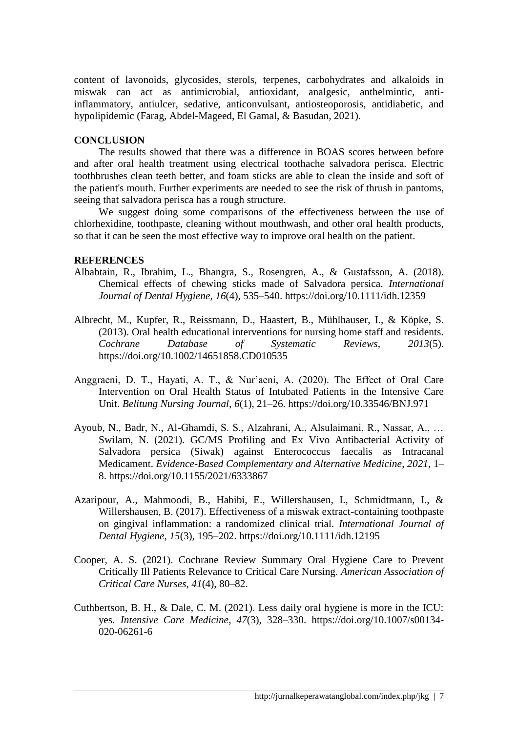content of lavonoids, glycosides, sterols, terpenes, carbohydrates and alkaloids in miswak can act as antimicrobial, antioxidant, analgesic, anthelmintic, anti-inflammatory, antiulcer, sedative, anticonvulsant, antiosteoporosis, antidiabetic, and hypolipidemic (Farag, Abdel-Mageed, El Gamal, & Basudan, 2021).

## CONCLUSION

The results showed that there was a difference in BOAS scores between before and after oral health treatment using electrical toothache salvadora perisca. Electric toothbrushes clean teeth better, and foam sticks are able to clean the inside and soft of the patient's mouth. Further experiments are needed to see the risk of thrush in pantoms, seeing that salvadora perisca has a rough structure.

We suggest doing some comparisons of the effectiveness between the use of chlorhexidine, toothpaste, cleaning without mouthwash, and other oral health products, so that it can be seen the most effective way to improve oral health on the patient.

## REFERENCES

Albabtain, R., Ibrahim, L., Bhangra, S., Rosengren, A., & Gustafsson, A. (2018). Chemical effects of chewing sticks made of Salvadora persica. *International Journal of Dental Hygiene*, *16*(4), 535–540. https://doi.org/10.1111/idh.12359

Albrecht, M., Kupfer, R., Reissmann, D., Haastert, B., Mühlhauser, I., & Köpke, S. (2013). Oral health educational interventions for nursing home staff and residents. *Cochrane Database of Systematic Reviews*, *2013*(5). https://doi.org/10.1002/14651858.CD010535

Anggraeni, D. T., Hayati, A. T., & Nur'aeni, A. (2020). The Effect of Oral Care Intervention on Oral Health Status of Intubated Patients in the Intensive Care Unit. *Belitung Nursing Journal*, *6*(1), 21–26. https://doi.org/10.33546/BNJ.971

Ayoub, N., Badr, N., Al-Ghamdi, S. S., Alzahrani, A., Alsulaimani, R., Nassar, A., … Swilam, N. (2021). GC/MS Profiling and Ex Vivo Antibacterial Activity of Salvadora persica (Siwak) against Enterococcus faecalis as Intracanal Medicament. *Evidence-Based Complementary and Alternative Medicine*, *2021*, 1–8. https://doi.org/10.1155/2021/6333867

Azaripour, A., Mahmoodi, B., Habibi, E., Willershausen, I., Schmidtmann, I., & Willershausen, B. (2017). Effectiveness of a miswak extract-containing toothpaste on gingival inflammation: a randomized clinical trial. *International Journal of Dental Hygiene*, *15*(3), 195–202. https://doi.org/10.1111/idh.12195

Cooper, A. S. (2021). Cochrane Review Summary Oral Hygiene Care to Prevent Critically Ill Patients Relevance to Critical Care Nursing. *American Association of Critical Care Nurses*, *41*(4), 80–82.

Cuthbertson, B. H., & Dale, C. M. (2021). Less daily oral hygiene is more in the ICU: yes. *Intensive Care Medicine*, *47*(3), 328–330. https://doi.org/10.1007/s00134-020-06261-6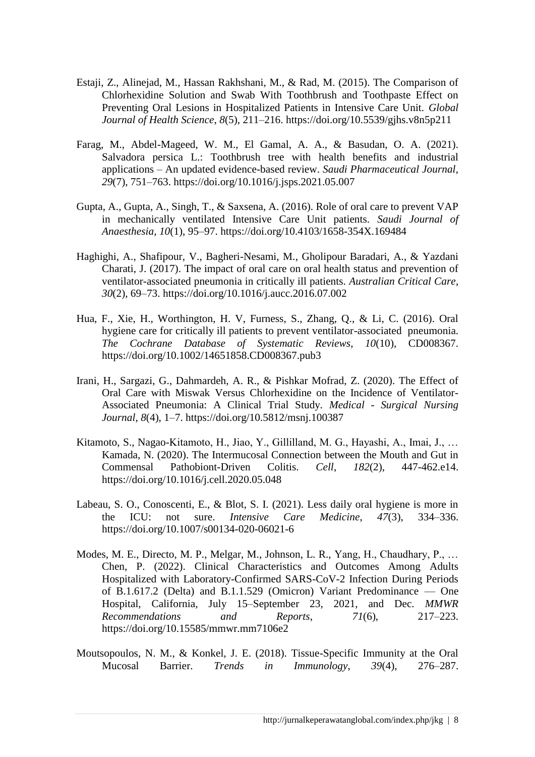Estaji, Z., Alinejad, M., Hassan Rakhshani, M., & Rad, M. (2015). The Comparison of Chlorhexidine Solution and Swab With Toothbrush and Toothpaste Effect on Preventing Oral Lesions in Hospitalized Patients in Intensive Care Unit. *Global Journal of Health Science*, *8*(5), 211–216. https://doi.org/10.5539/gjhs.v8n5p211

Farag, M., Abdel-Mageed, W. M., El Gamal, A. A., & Basudan, O. A. (2021). Salvadora persica L.: Toothbrush tree with health benefits and industrial applications – An updated evidence-based review. *Saudi Pharmaceutical Journal*, *29*(7), 751–763. https://doi.org/10.1016/j.jsps.2021.05.007

Gupta, A., Gupta, A., Singh, T., & Saxsena, A. (2016). Role of oral care to prevent VAP in mechanically ventilated Intensive Care Unit patients. *Saudi Journal of Anaesthesia*, *10*(1), 95–97. https://doi.org/10.4103/1658-354X.169484

Haghighi, A., Shafipour, V., Bagheri-Nesami, M., Gholipour Baradari, A., & Yazdani Charati, J. (2017). The impact of oral care on oral health status and prevention of ventilator-associated pneumonia in critically ill patients. *Australian Critical Care*, *30*(2), 69–73. https://doi.org/10.1016/j.aucc.2016.07.002

Hua, F., Xie, H., Worthington, H. V, Furness, S., Zhang, Q., & Li, C. (2016). Oral hygiene care for critically ill patients to prevent ventilator-associated pneumonia. *The Cochrane Database of Systematic Reviews*, *10*(10), CD008367. https://doi.org/10.1002/14651858.CD008367.pub3

Irani, H., Sargazi, G., Dahmardeh, A. R., & Pishkar Mofrad, Z. (2020). The Effect of Oral Care with Miswak Versus Chlorhexidine on the Incidence of Ventilator-Associated Pneumonia: A Clinical Trial Study. *Medical - Surgical Nursing Journal*, *8*(4), 1–7. https://doi.org/10.5812/msnj.100387

Kitamoto, S., Nagao-Kitamoto, H., Jiao, Y., Gillilland, M. G., Hayashi, A., Imai, J., … Kamada, N. (2020). The Intermucosal Connection between the Mouth and Gut in Commensal Pathobiont-Driven Colitis. *Cell*, *182*(2), 447-462.e14. https://doi.org/10.1016/j.cell.2020.05.048

Labeau, S. O., Conoscenti, E., & Blot, S. I. (2021). Less daily oral hygiene is more in the ICU: not sure. *Intensive Care Medicine*, *47*(3), 334–336. https://doi.org/10.1007/s00134-020-06021-6

Modes, M. E., Directo, M. P., Melgar, M., Johnson, L. R., Yang, H., Chaudhary, P., … Chen, P. (2022). Clinical Characteristics and Outcomes Among Adults Hospitalized with Laboratory-Confirmed SARS-CoV-2 Infection During Periods of B.1.617.2 (Delta) and B.1.1.529 (Omicron) Variant Predominance — One Hospital, California, July 15–September 23, 2021, and Dec. *MMWR Recommendations and Reports*, *71*(6), 217–223. https://doi.org/10.15585/mmwr.mm7106e2

Moutsopoulos, N. M., & Konkel, J. E. (2018). Tissue-Specific Immunity at the Oral Mucosal Barrier. *Trends in Immunology*, *39*(4), 276–287.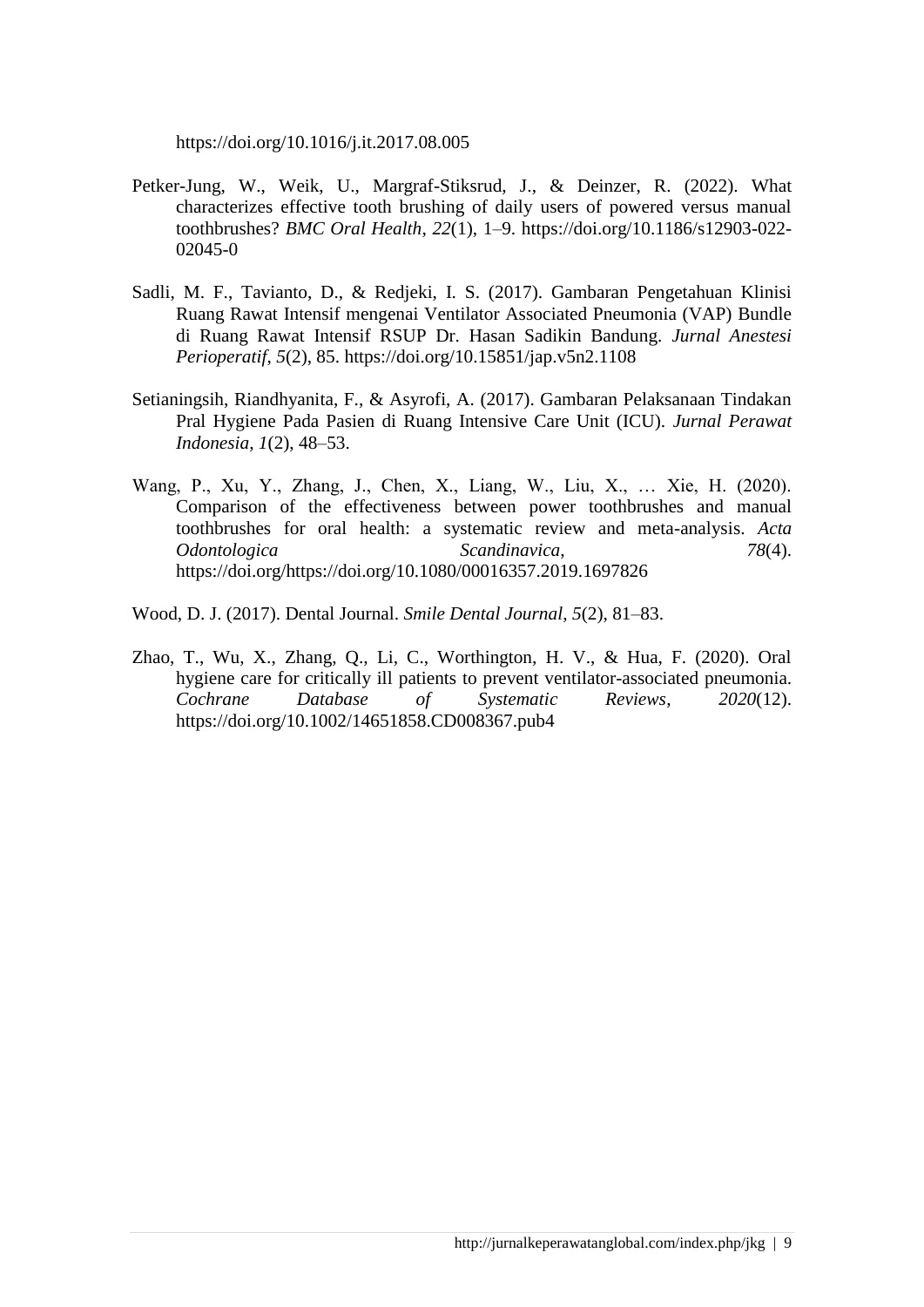https://doi.org/10.1016/j.it.2017.08.005

Petker-Jung, W., Weik, U., Margraf-Stiksrud, J., & Deinzer, R. (2022). What characterizes effective tooth brushing of daily users of powered versus manual toothbrushes? *BMC Oral Health*, *22*(1), 1–9. https://doi.org/10.1186/s12903-022-02045-0

Sadli, M. F., Tavianto, D., & Redjeki, I. S. (2017). Gambaran Pengetahuan Klinisi Ruang Rawat Intensif mengenai Ventilator Associated Pneumonia (VAP) Bundle di Ruang Rawat Intensif RSUP Dr. Hasan Sadikin Bandung. *Jurnal Anestesi Perioperatif*, *5*(2), 85. https://doi.org/10.15851/jap.v5n2.1108

Setianingsih, Riandhyanita, F., & Asyrofi, A. (2017). Gambaran Pelaksanaan Tindakan Pral Hygiene Pada Pasien di Ruang Intensive Care Unit (ICU). *Jurnal Perawat Indonesia*, *1*(2), 48–53.

Wang, P., Xu, Y., Zhang, J., Chen, X., Liang, W., Liu, X., … Xie, H. (2020). Comparison of the effectiveness between power toothbrushes and manual toothbrushes for oral health: a systematic review and meta-analysis. *Acta Odontologica Scandinavica*, *78*(4). https://doi.org/https://doi.org/10.1080/00016357.2019.1697826

Wood, D. J. (2017). Dental Journal. *Smile Dental Journal*, *5*(2), 81–83.

Zhao, T., Wu, X., Zhang, Q., Li, C., Worthington, H. V., & Hua, F. (2020). Oral hygiene care for critically ill patients to prevent ventilator-associated pneumonia. *Cochrane Database of Systematic Reviews*, *2020*(12). https://doi.org/10.1002/14651858.CD008367.pub4